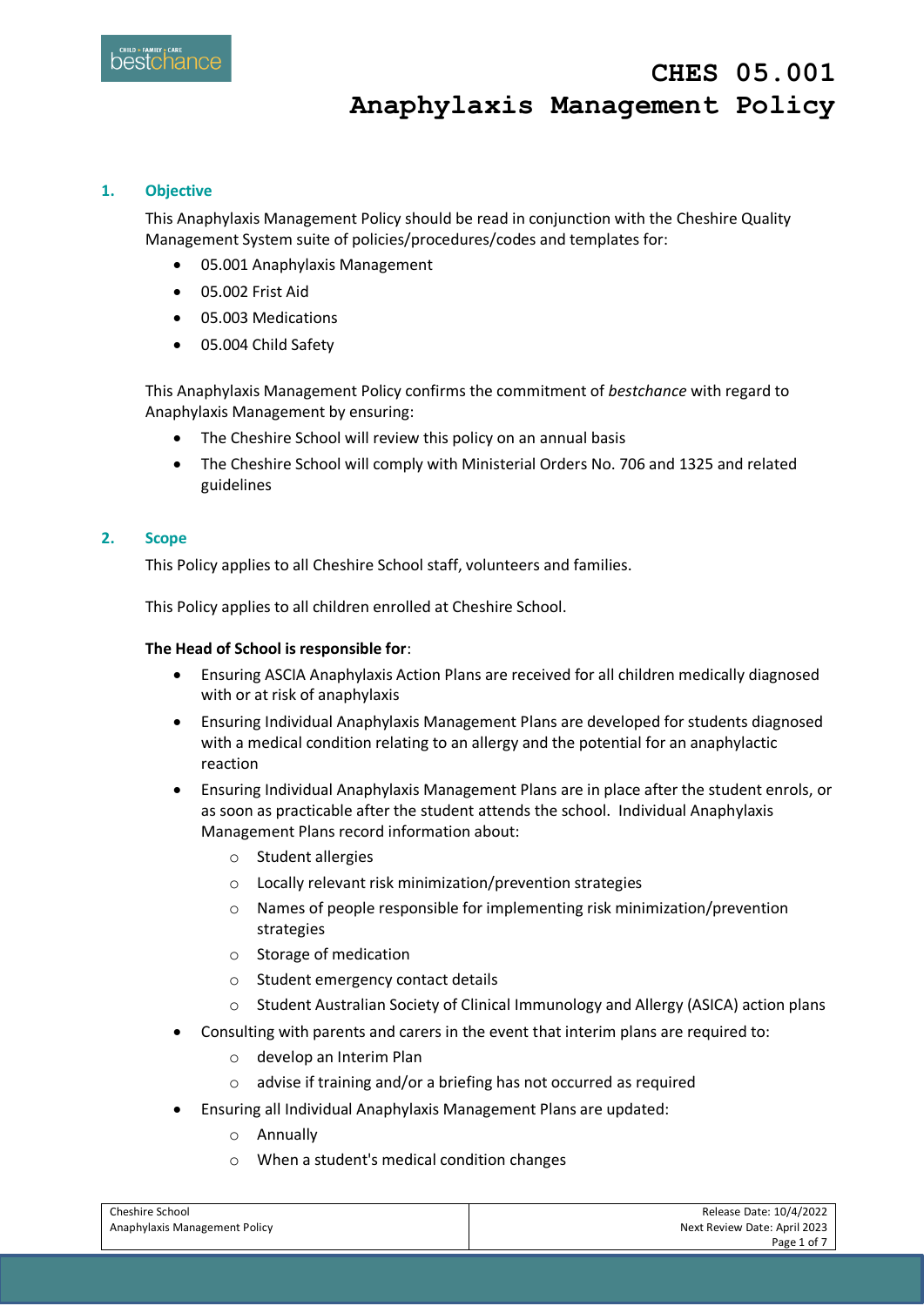# CHES 05.001
# Anaphylaxis Management Policy

## 1. Objective

This Anaphylaxis Management Policy should be read in conjunction with the Cheshire Quality Management System suite of policies/procedures/codes and templates for:

- 05.001 Anaphylaxis Management
- 05.002 Frist Aid
- 05.003 Medications
- 05.004 Child Safety

This Anaphylaxis Management Policy confirms the commitment of *bestchance* with regard to Anaphylaxis Management by ensuring:

- The Cheshire School will review this policy on an annual basis
- The Cheshire School will comply with Ministerial Orders No. 706 and 1325 and related guidelines

## 2. Scope

This Policy applies to all Cheshire School staff, volunteers and families.

This Policy applies to all children enrolled at Cheshire School.

**The Head of School is responsible for**:

- Ensuring ASCIA Anaphylaxis Action Plans are received for all children medically diagnosed with or at risk of anaphylaxis
- Ensuring Individual Anaphylaxis Management Plans are developed for students diagnosed with a medical condition relating to an allergy and the potential for an anaphylactic reaction
- Ensuring Individual Anaphylaxis Management Plans are in place after the student enrols, or as soon as practicable after the student attends the school. Individual Anaphylaxis Management Plans record information about:
  - Student allergies
  - Locally relevant risk minimization/prevention strategies
  - Names of people responsible for implementing risk minimization/prevention strategies
  - Storage of medication
  - Student emergency contact details
  - Student Australian Society of Clinical Immunology and Allergy (ASICA) action plans
- Consulting with parents and carers in the event that interim plans are required to:
  - develop an Interim Plan
  - advise if training and/or a briefing has not occurred as required
- Ensuring all Individual Anaphylaxis Management Plans are updated:
  - Annually
  - When a student's medical condition changes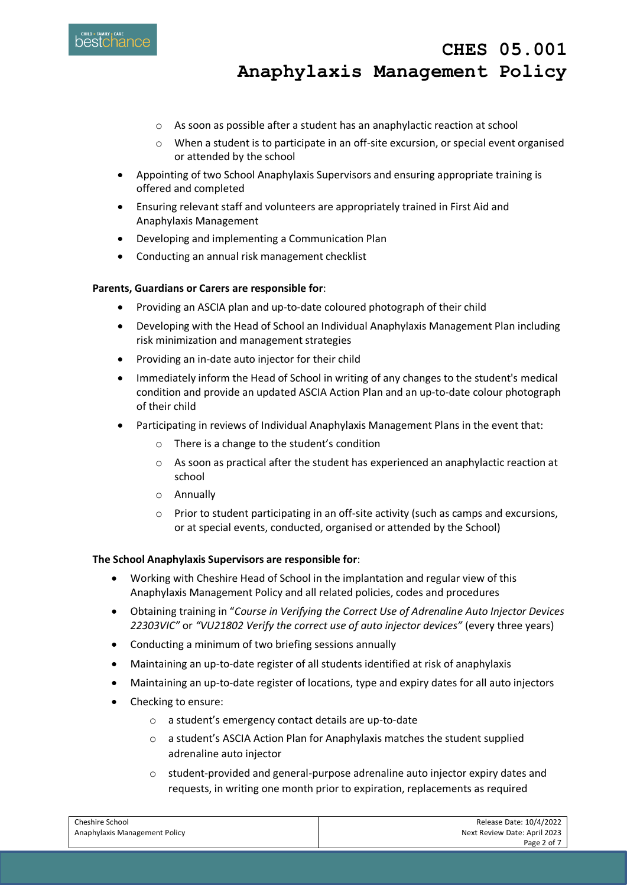- As soon as possible after a student has an anaphylactic reaction at school
  - When a student is to participate in an off-site excursion, or special event organised or attended by the school
- Appointing of two School Anaphylaxis Supervisors and ensuring appropriate training is offered and completed
- Ensuring relevant staff and volunteers are appropriately trained in First Aid and Anaphylaxis Management
- Developing and implementing a Communication Plan
- Conducting an annual risk management checklist

**Parents, Guardians or Carers are responsible for**:

- Providing an ASCIA plan and up-to-date coloured photograph of their child
- Developing with the Head of School an Individual Anaphylaxis Management Plan including risk minimization and management strategies
- Providing an in-date auto injector for their child
- Immediately inform the Head of School in writing of any changes to the student's medical condition and provide an updated ASCIA Action Plan and an up-to-date colour photograph of their child
- Participating in reviews of Individual Anaphylaxis Management Plans in the event that:
  - There is a change to the student's condition
  - As soon as practical after the student has experienced an anaphylactic reaction at school
  - Annually
  - Prior to student participating in an off-site activity (such as camps and excursions, or at special events, conducted, organised or attended by the School)

**The School Anaphylaxis Supervisors are responsible for**:

- Working with Cheshire Head of School in the implantation and regular view of this Anaphylaxis Management Policy and all related policies, codes and procedures
- Obtaining training in "*Course in Verifying the Correct Use of Adrenaline Auto Injector Devices 22303VIC"* or *"VU21802 Verify the correct use of auto injector devices"* (every three years)
- Conducting a minimum of two briefing sessions annually
- Maintaining an up-to-date register of all students identified at risk of anaphylaxis
- Maintaining an up-to-date register of locations, type and expiry dates for all auto injectors
- Checking to ensure:
  - a student's emergency contact details are up-to-date
  - a student's ASCIA Action Plan for Anaphylaxis matches the student supplied adrenaline auto injector
  - student-provided and general-purpose adrenaline auto injector expiry dates and requests, in writing one month prior to expiration, replacements as required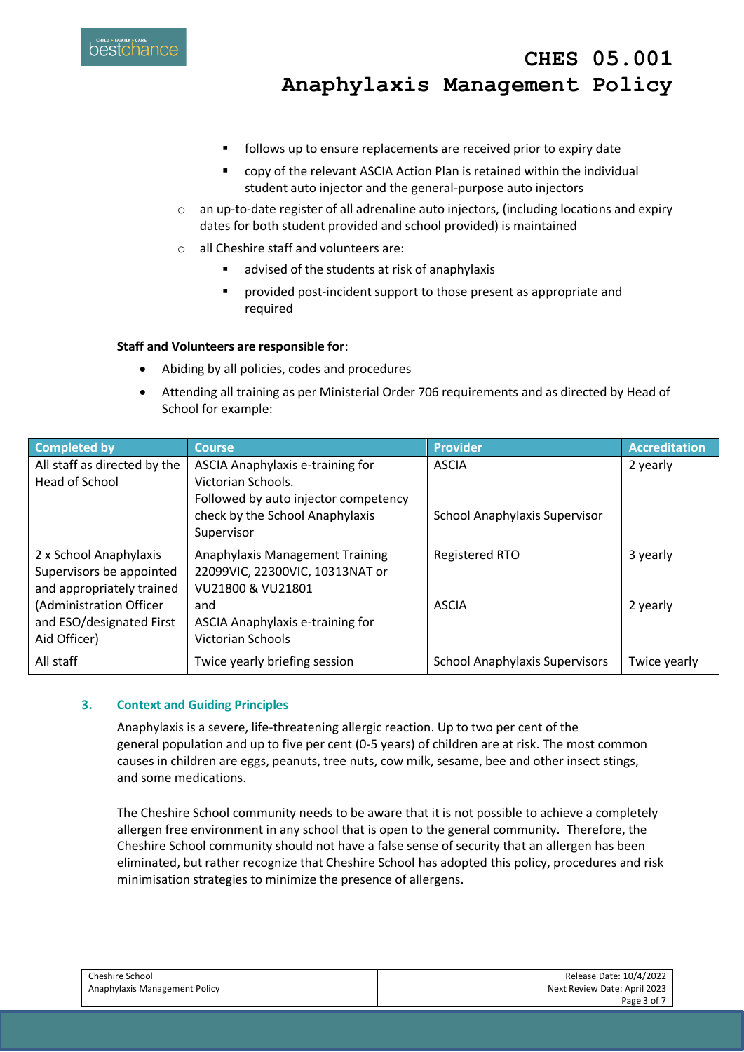- follows up to ensure replacements are received prior to expiry date
      - copy of the relevant ASCIA Action Plan is retained within the individual student auto injector and the general-purpose auto injectors
  - an up-to-date register of all adrenaline auto injectors, (including locations and expiry dates for both student provided and school provided) is maintained
  - all Cheshire staff and volunteers are:
      - advised of the students at risk of anaphylaxis
      - provided post-incident support to those present as appropriate and required

**Staff and Volunteers are responsible for**:

- Abiding by all policies, codes and procedures
- Attending all training as per Ministerial Order 706 requirements and as directed by Head of School for example:

| Completed by | Course | Provider | Accreditation |
|---|---|---|---|
| All staff as directed by the Head of School | ASCIA Anaphylaxis e-training for Victorian Schools.<br>Followed by auto injector competency check by the School Anaphylaxis Supervisor | ASCIA<br><br>School Anaphylaxis Supervisor | 2 yearly |
| 2 x School Anaphylaxis Supervisors be appointed and appropriately trained (Administration Officer and ESO/designated First Aid Officer) | Anaphylaxis Management Training 22099VIC, 22300VIC, 10313NAT or VU21800 & VU21801<br>and<br>ASCIA Anaphylaxis e-training for Victorian Schools | Registered RTO<br><br>ASCIA | 3 yearly<br><br>2 yearly |
| All staff | Twice yearly briefing session | School Anaphylaxis Supervisors | Twice yearly |

## 3. Context and Guiding Principles

Anaphylaxis is a severe, life-threatening allergic reaction. Up to two per cent of the general population and up to five per cent (0-5 years) of children are at risk. The most common causes in children are eggs, peanuts, tree nuts, cow milk, sesame, bee and other insect stings, and some medications.

The Cheshire School community needs to be aware that it is not possible to achieve a completely allergen free environment in any school that is open to the general community. Therefore, the Cheshire School community should not have a false sense of security that an allergen has been eliminated, but rather recognize that Cheshire School has adopted this policy, procedures and risk minimisation strategies to minimize the presence of allergens.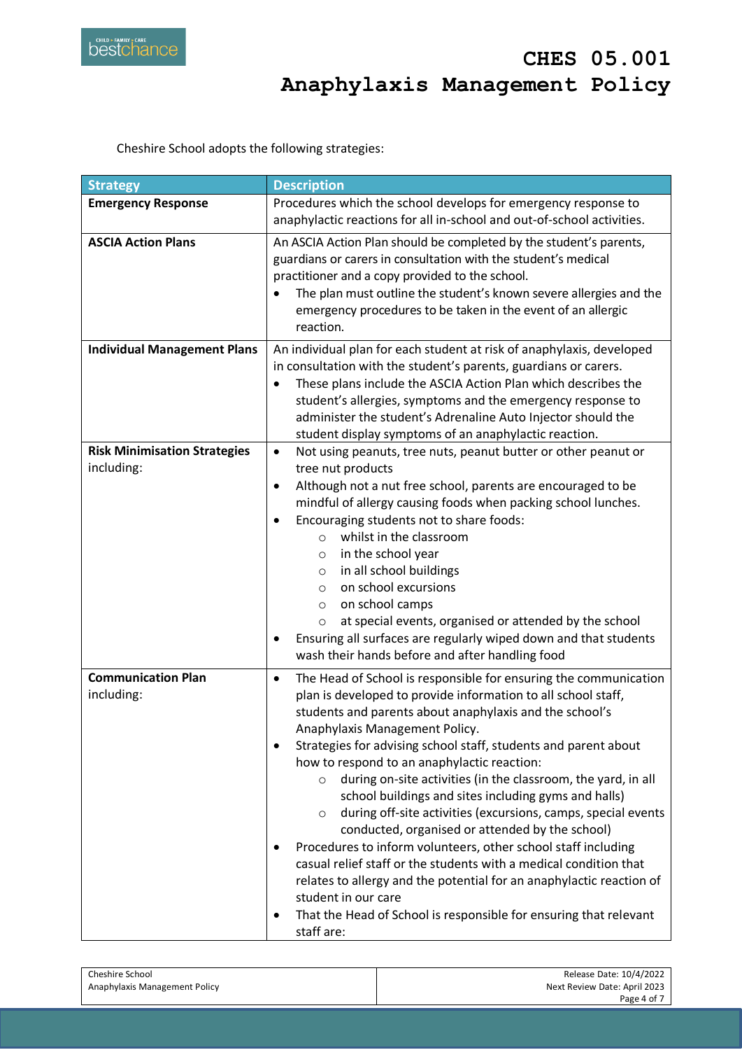Cheshire School adopts the following strategies:

| Strategy | Description |
|---|---|
| **Emergency Response** | Procedures which the school develops for emergency response to anaphylactic reactions for all in-school and out-of-school activities. |
| **ASCIA Action Plans** | An ASCIA Action Plan should be completed by the student's parents, guardians or carers in consultation with the student's medical practitioner and a copy provided to the school.<br>• The plan must outline the student's known severe allergies and the emergency procedures to be taken in the event of an allergic reaction. |
| **Individual Management Plans** | An individual plan for each student at risk of anaphylaxis, developed in consultation with the student's parents, guardians or carers.<br>• These plans include the ASCIA Action Plan which describes the student's allergies, symptoms and the emergency response to administer the student's Adrenaline Auto Injector should the student display symptoms of an anaphylactic reaction. |
| **Risk Minimisation Strategies** including: | • Not using peanuts, tree nuts, peanut butter or other peanut or tree nut products<br>• Although not a nut free school, parents are encouraged to be mindful of allergy causing foods when packing school lunches.<br>• Encouraging students not to share foods:<br>  ○ whilst in the classroom<br>  ○ in the school year<br>  ○ in all school buildings<br>  ○ on school excursions<br>  ○ on school camps<br>  ○ at special events, organised or attended by the school<br>• Ensuring all surfaces are regularly wiped down and that students wash their hands before and after handling food |
| **Communication Plan** including: | • The Head of School is responsible for ensuring the communication plan is developed to provide information to all school staff, students and parents about anaphylaxis and the school's Anaphylaxis Management Policy.<br>• Strategies for advising school staff, students and parent about how to respond to an anaphylactic reaction:<br>  ○ during on-site activities (in the classroom, the yard, in all school buildings and sites including gyms and halls)<br>  ○ during off-site activities (excursions, camps, special events conducted, organised or attended by the school)<br>• Procedures to inform volunteers, other school staff including casual relief staff or the students with a medical condition that relates to allergy and the potential for an anaphylactic reaction of student in our care<br>• That the Head of School is responsible for ensuring that relevant staff are: |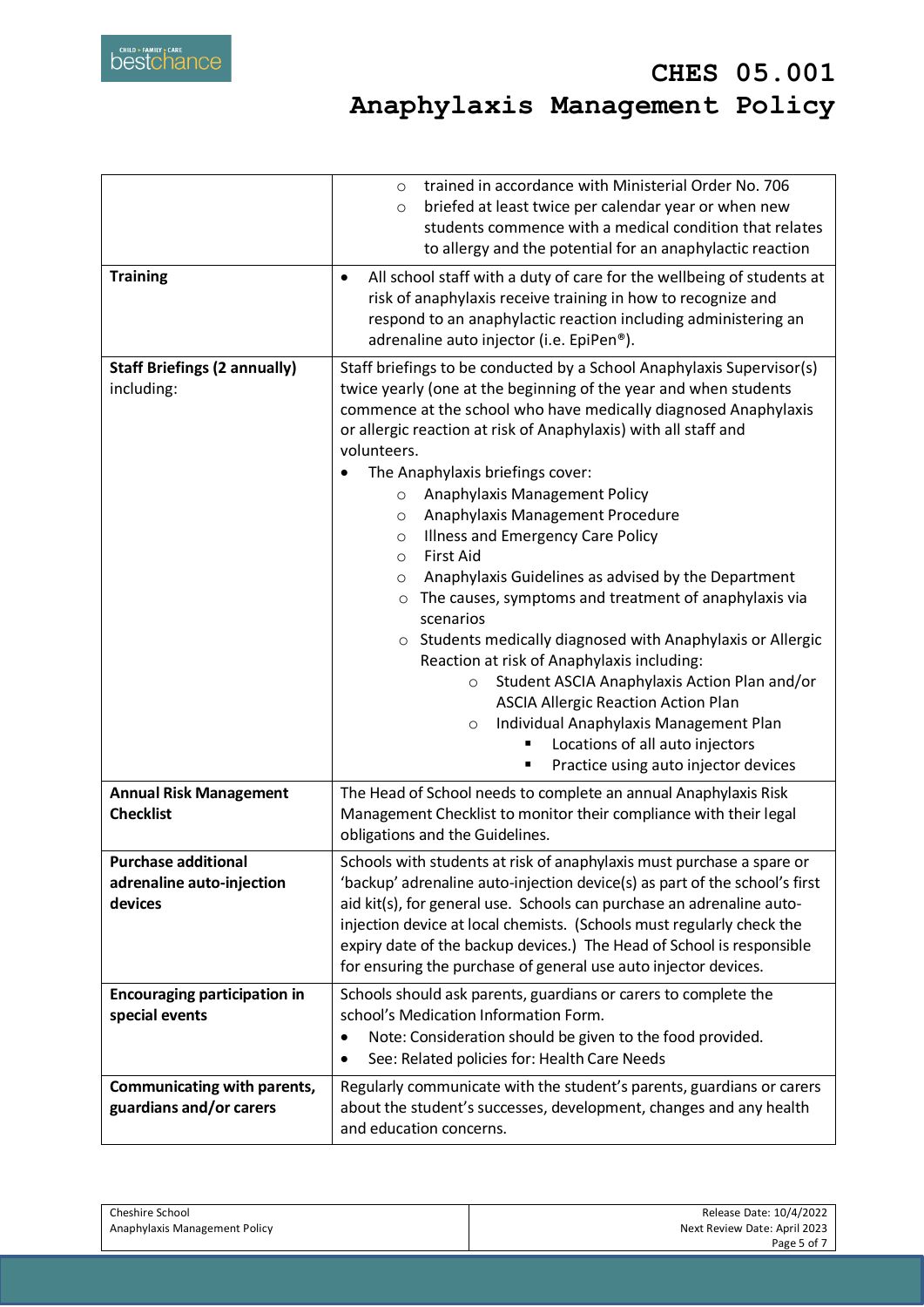| | |
|---|---|
| | ○ trained in accordance with Ministerial Order No. 706<br>○ briefed at least twice per calendar year or when new students commence with a medical condition that relates to allergy and the potential for an anaphylactic reaction |
| **Training** | • All school staff with a duty of care for the wellbeing of students at risk of anaphylaxis receive training in how to recognize and respond to an anaphylactic reaction including administering an adrenaline auto injector (i.e. EpiPen®). |
| **Staff Briefings (2 annually)** including: | Staff briefings to be conducted by a School Anaphylaxis Supervisor(s) twice yearly (one at the beginning of the year and when students commence at the school who have medically diagnosed Anaphylaxis or allergic reaction at risk of Anaphylaxis) with all staff and volunteers.<br>• The Anaphylaxis briefings cover:<br>○ Anaphylaxis Management Policy<br>○ Anaphylaxis Management Procedure<br>○ Illness and Emergency Care Policy<br>○ First Aid<br>○ Anaphylaxis Guidelines as advised by the Department<br>○ The causes, symptoms and treatment of anaphylaxis via scenarios<br>○ Students medically diagnosed with Anaphylaxis or Allergic Reaction at risk of Anaphylaxis including:<br>○ Student ASCIA Anaphylaxis Action Plan and/or ASCIA Allergic Reaction Action Plan<br>○ Individual Anaphylaxis Management Plan<br>▪ Locations of all auto injectors<br>▪ Practice using auto injector devices |
| **Annual Risk Management Checklist** | The Head of School needs to complete an annual Anaphylaxis Risk Management Checklist to monitor their compliance with their legal obligations and the Guidelines. |
| **Purchase additional adrenaline auto-injection devices** | Schools with students at risk of anaphylaxis must purchase a spare or 'backup' adrenaline auto-injection device(s) as part of the school's first aid kit(s), for general use. Schools can purchase an adrenaline auto-injection device at local chemists. (Schools must regularly check the expiry date of the backup devices.) The Head of School is responsible for ensuring the purchase of general use auto injector devices. |
| **Encouraging participation in special events** | Schools should ask parents, guardians or carers to complete the school's Medication Information Form.<br>• Note: Consideration should be given to the food provided.<br>• See: Related policies for: Health Care Needs |
| **Communicating with parents, guardians and/or carers** | Regularly communicate with the student's parents, guardians or carers about the student's successes, development, changes and any health and education concerns. |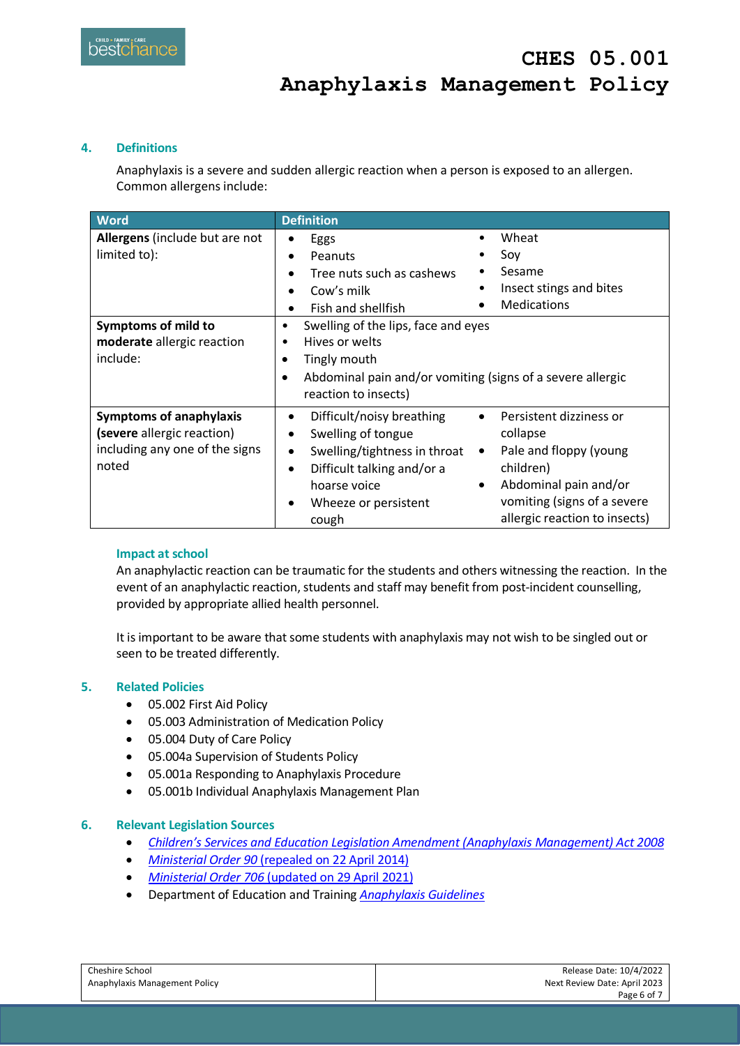## 4. Definitions

Anaphylaxis is a severe and sudden allergic reaction when a person is exposed to an allergen. Common allergens include:

| Word | Definition |
|---|---|
| **Allergens** (include but are not limited to): | • Eggs<br>• Peanuts<br>• Tree nuts such as cashews<br>• Cow's milk<br>• Fish and shellfish<br>• Wheat<br>• Soy<br>• Sesame<br>• Insect stings and bites<br>• Medications |
| **Symptoms of mild to moderate** allergic reaction include: | • Swelling of the lips, face and eyes<br>• Hives or welts<br>• Tingly mouth<br>• Abdominal pain and/or vomiting (signs of a severe allergic reaction to insects) |
| **Symptoms of anaphylaxis (severe** allergic reaction) including any one of the signs noted | • Difficult/noisy breathing<br>• Swelling of tongue<br>• Swelling/tightness in throat<br>• Difficult talking and/or a hoarse voice<br>• Wheeze or persistent cough<br>• Persistent dizziness or collapse<br>• Pale and floppy (young children)<br>• Abdominal pain and/or vomiting (signs of a severe allergic reaction to insects) |

### Impact at school

An anaphylactic reaction can be traumatic for the students and others witnessing the reaction. In the event of an anaphylactic reaction, students and staff may benefit from post-incident counselling, provided by appropriate allied health personnel.

It is important to be aware that some students with anaphylaxis may not wish to be singled out or seen to be treated differently.

## 5. Related Policies

- 05.002 First Aid Policy
- 05.003 Administration of Medication Policy
- 05.004 Duty of Care Policy
- 05.004a Supervision of Students Policy
- 05.001a Responding to Anaphylaxis Procedure
- 05.001b Individual Anaphylaxis Management Plan

## 6. Relevant Legislation Sources

- *Children's Services and Education Legislation Amendment (Anaphylaxis Management) Act 2008*
- *Ministerial Order 90* (repealed on 22 April 2014)
- *Ministerial Order 706* (updated on 29 April 2021)
- Department of Education and Training *Anaphylaxis Guidelines*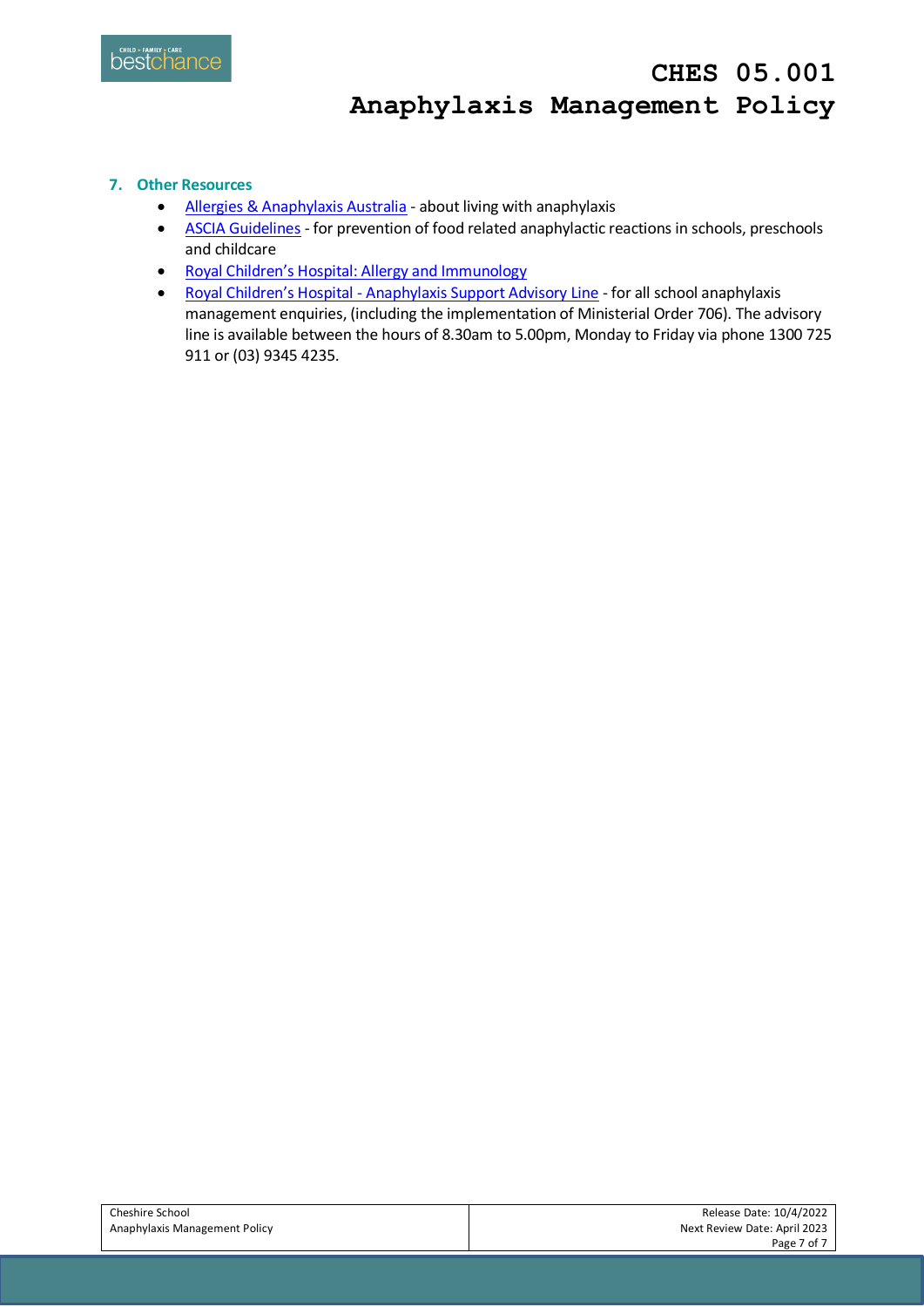## 7. Other Resources

- Allergies & Anaphylaxis Australia - about living with anaphylaxis
- ASCIA Guidelines - for prevention of food related anaphylactic reactions in schools, preschools and childcare
- Royal Children's Hospital: Allergy and Immunology
- Royal Children's Hospital - Anaphylaxis Support Advisory Line - for all school anaphylaxis management enquiries, (including the implementation of Ministerial Order 706). The advisory line is available between the hours of 8.30am to 5.00pm, Monday to Friday via phone 1300 725 911 or (03) 9345 4235.